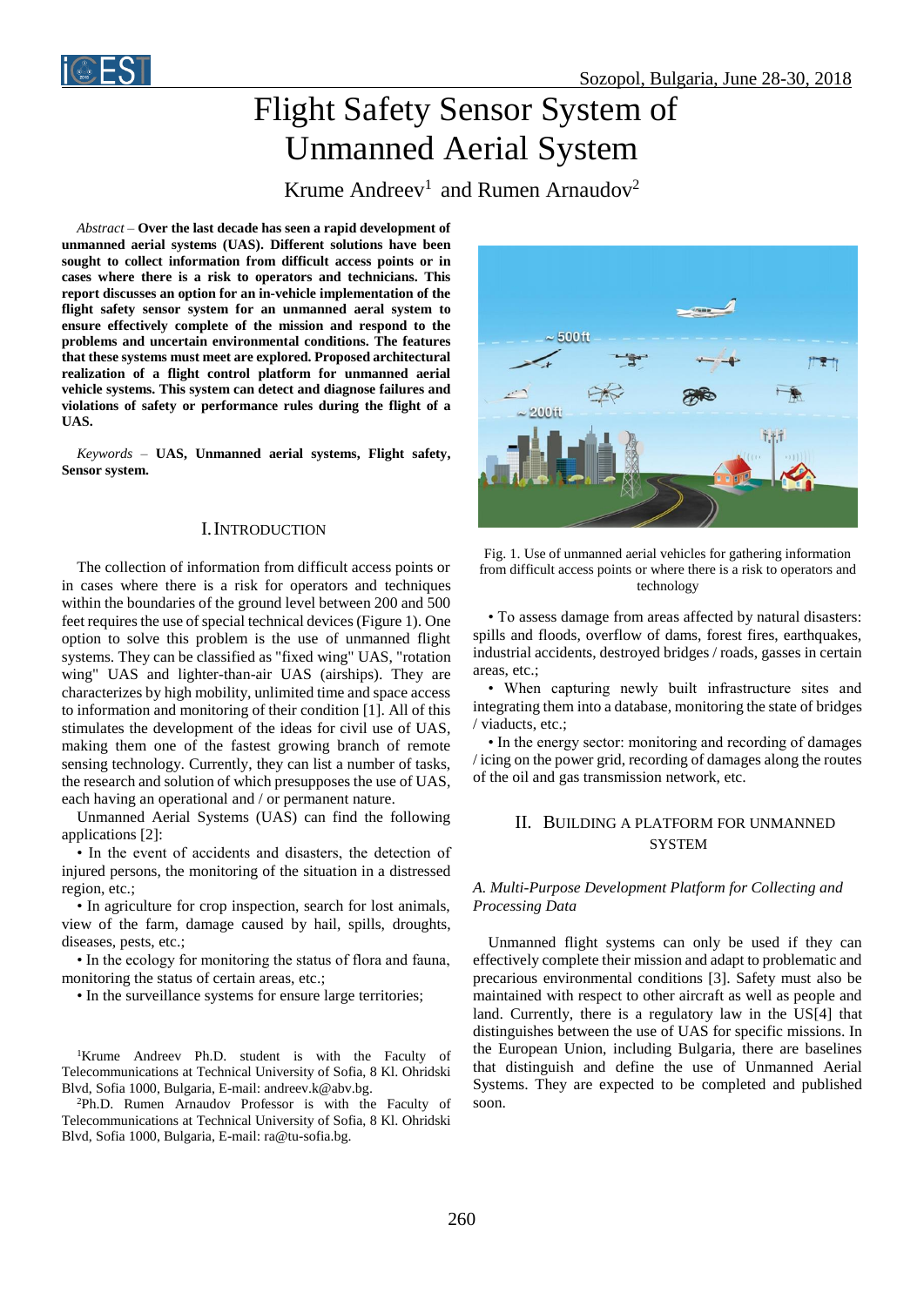# Flight Safety Sensor System of Unmanned Aerial System

Krume Andreev[1] and Rumen Arnaudov[2]

*Abstract* – **Over the last decade has seen a rapid development of unmanned aerial systems (UAS). Different solutions have been sought to collect information from difficult access points or in cases where there is a risk to operators and technicians. This report discusses an option for an in-vehicle implementation of the flight safety sensor system for an unmanned aeral system to ensure effectively complete of the mission and respond to the problems and uncertain environmental conditions. The features that these systems must meet are explored. Proposed architectural realization of a flight control platform for unmanned aerial vehicle systems. This system can detect and diagnose failures and violations of safety or performance rules during the flight of a UAS.**

*Keywords* – **UAS, Unmanned aerial systems, Flight safety, Sensor system.**

## I. Introduction

The collection of information from difficult access points or in cases where there is a risk for operators and techniques within the boundaries of the ground level between 200 and 500 feet requires the use of special technical devices (Figure 1). One option to solve this problem is the use of unmanned flight systems. They can be classified as "fixed wing" UAS, "rotation wing" UAS and lighter-than-air UAS (airships). They are characterizes by high mobility, unlimited time and space access to information and monitoring of their condition [1]. All of this stimulates the development of the ideas for civil use of UAS, making them one of the fastest growing branch of remote sensing technology. Currently, they can list a number of tasks, the research and solution of which presupposes the use of UAS, each having an operational and / or permanent nature.

Unmanned Aerial Systems (UAS) can find the following applications [2]:

• In the event of accidents and disasters, the detection of injured persons, the monitoring of the situation in a distressed region, etc.;

• In agriculture for crop inspection, search for lost animals, view of the farm, damage caused by hail, spills, droughts, diseases, pests, etc.;

• In the ecology for monitoring the status of flora and fauna, monitoring the status of certain areas, etc.;

• In the surveillance systems for ensure large territories;

[1]Krume Andreev Ph.D. student is with the Faculty of Telecommunications at Technical University of Sofia, 8 Kl. Ohridski Blvd, Sofia 1000, Bulgaria, E-mail: andreev.k@abv.bg.

[2]Ph.D. Rumen Arnaudov Professor is with the Faculty of Telecommunications at Technical University of Sofia, 8 Kl. Ohridski Blvd, Sofia 1000, Bulgaria, E-mail: ra@tu-sofia.bg.

Fig. 1. Use of unmanned aerial vehicles for gathering information from difficult access points or where there is a risk to operators and technology

• To assess damage from areas affected by natural disasters: spills and floods, overflow of dams, forest fires, earthquakes, industrial accidents, destroyed bridges / roads, gasses in certain areas, etc.;

• When capturing newly built infrastructure sites and integrating them into a database, monitoring the state of bridges / viaducts, etc.;

• In the energy sector: monitoring and recording of damages / icing on the power grid, recording of damages along the routes of the oil and gas transmission network, etc.

## II. Building a Platform for Unmanned System

### *A. Multi-Purpose Development Platform for Collecting and Processing Data*

Unmanned flight systems can only be used if they can effectively complete their mission and adapt to problematic and precarious environmental conditions [3]. Safety must also be maintained with respect to other aircraft as well as people and land. Currently, there is a regulatory law in the US[4] that distinguishes between the use of UAS for specific missions. In the European Union, including Bulgaria, there are baselines that distinguish and define the use of Unmanned Aerial Systems. They are expected to be completed and published soon.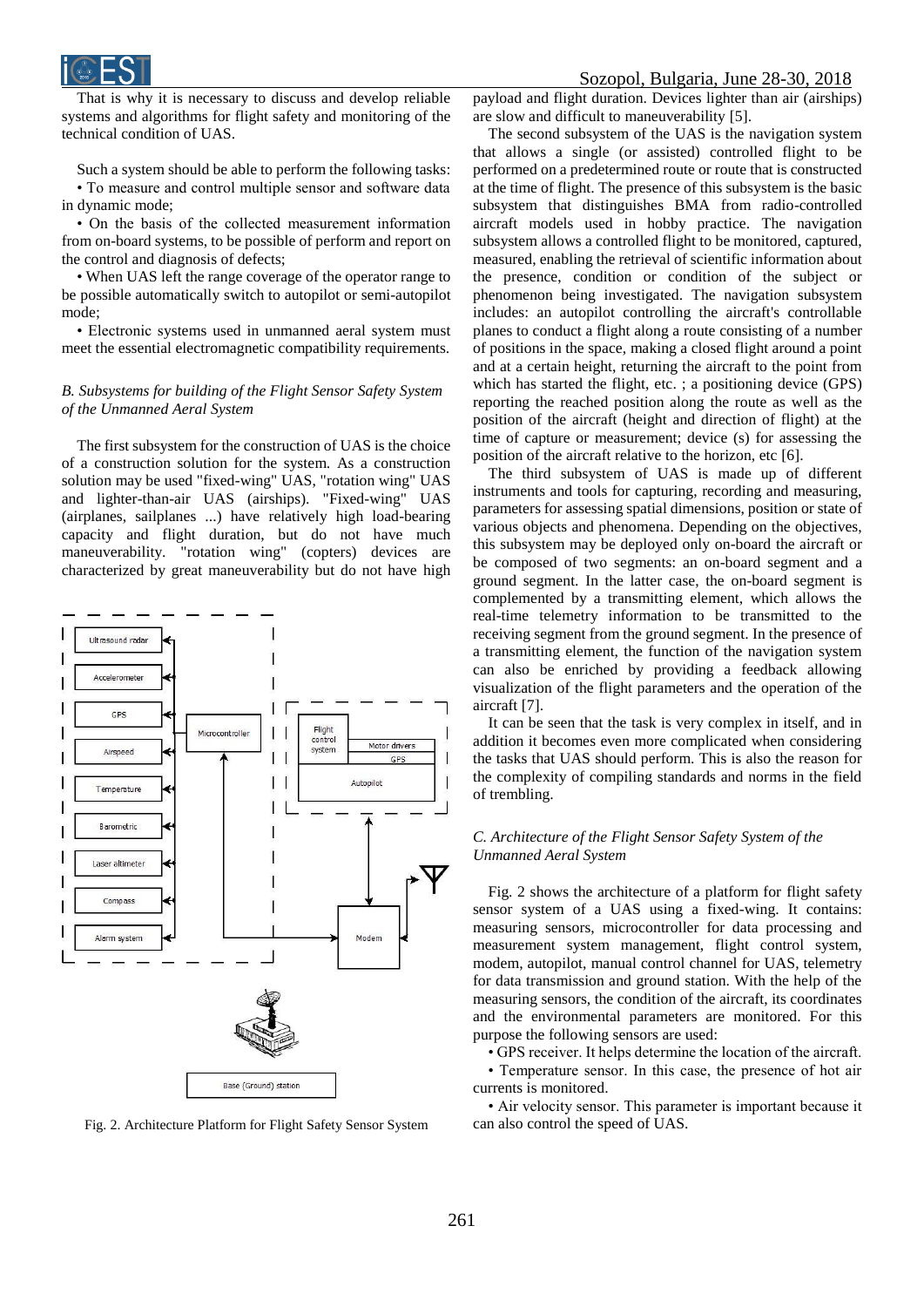That is why it is necessary to discuss and develop reliable systems and algorithms for flight safety and monitoring of the technical condition of UAS.

Such a system should be able to perform the following tasks:

• To measure and control multiple sensor and software data in dynamic mode;

• On the basis of the collected measurement information from on-board systems, to be possible of perform and report on the control and diagnosis of defects;

• When UAS left the range coverage of the operator range to be possible automatically switch to autopilot or semi-autopilot mode;

• Electronic systems used in unmanned aeral system must meet the essential electromagnetic compatibility requirements.

### *B. Subsystems for building of the Flight Sensor Safety System of the Unmanned Aeral System*

The first subsystem for the construction of UAS is the choice of a construction solution for the system. As a construction solution may be used "fixed-wing" UAS, "rotation wing" UAS and lighter-than-air UAS (airships). "Fixed-wing" UAS (airplanes, sailplanes ...) have relatively high load-bearing capacity and flight duration, but do not have much maneuverability. "rotation wing" (copters) devices are characterized by great maneuverability but do not have high payload and flight duration. Devices lighter than air (airships) are slow and difficult to maneuverability [5].

The second subsystem of the UAS is the navigation system that allows a single (or assisted) controlled flight to be performed on a predetermined route or route that is constructed at the time of flight. The presence of this subsystem is the basic subsystem that distinguishes BMA from radio-controlled aircraft models used in hobby practice. The navigation subsystem allows a controlled flight to be monitored, captured, measured, enabling the retrieval of scientific information about the presence, condition or condition of the subject or phenomenon being investigated. The navigation subsystem includes: an autopilot controlling the aircraft's controllable planes to conduct a flight along a route consisting of a number of positions in the space, making a closed flight around a point and at a certain height, returning the aircraft to the point from which has started the flight, etc. ; a positioning device (GPS) reporting the reached position along the route as well as the position of the aircraft (height and direction of flight) at the time of capture or measurement; device (s) for assessing the position of the aircraft relative to the horizon, etc [6].

The third subsystem of UAS is made up of different instruments and tools for capturing, recording and measuring, parameters for assessing spatial dimensions, position or state of various objects and phenomena. Depending on the objectives, this subsystem may be deployed only on-board the aircraft or be composed of two segments: an on-board segment and a ground segment. In the latter case, the on-board segment is complemented by a transmitting element, which allows the real-time telemetry information to be transmitted to the receiving segment from the ground segment. In the presence of a transmitting element, the function of the navigation system can also be enriched by providing a feedback allowing visualization of the flight parameters and the operation of the aircraft [7].

It can be seen that the task is very complex in itself, and in addition it becomes even more complicated when considering the tasks that UAS should perform. This is also the reason for the complexity of compiling standards and norms in the field of trembling.

### *C. Architecture of the Flight Sensor Safety System of the Unmanned Aeral System*

Fig. 2 shows the architecture of a platform for flight safety sensor system of a UAS using a fixed-wing. It contains: measuring sensors, microcontroller for data processing and measurement system management, flight control system, modem, autopilot, manual control channel for UAS, telemetry for data transmission and ground station. With the help of the measuring sensors, the condition of the aircraft, its coordinates and the environmental parameters are monitored. For this purpose the following sensors are used:

• GPS receiver. It helps determine the location of the aircraft.

• Temperature sensor. In this case, the presence of hot air currents is monitored.

• Air velocity sensor. This parameter is important because it can also control the speed of UAS.

Fig. 2. Architecture Platform for Flight Safety Sensor System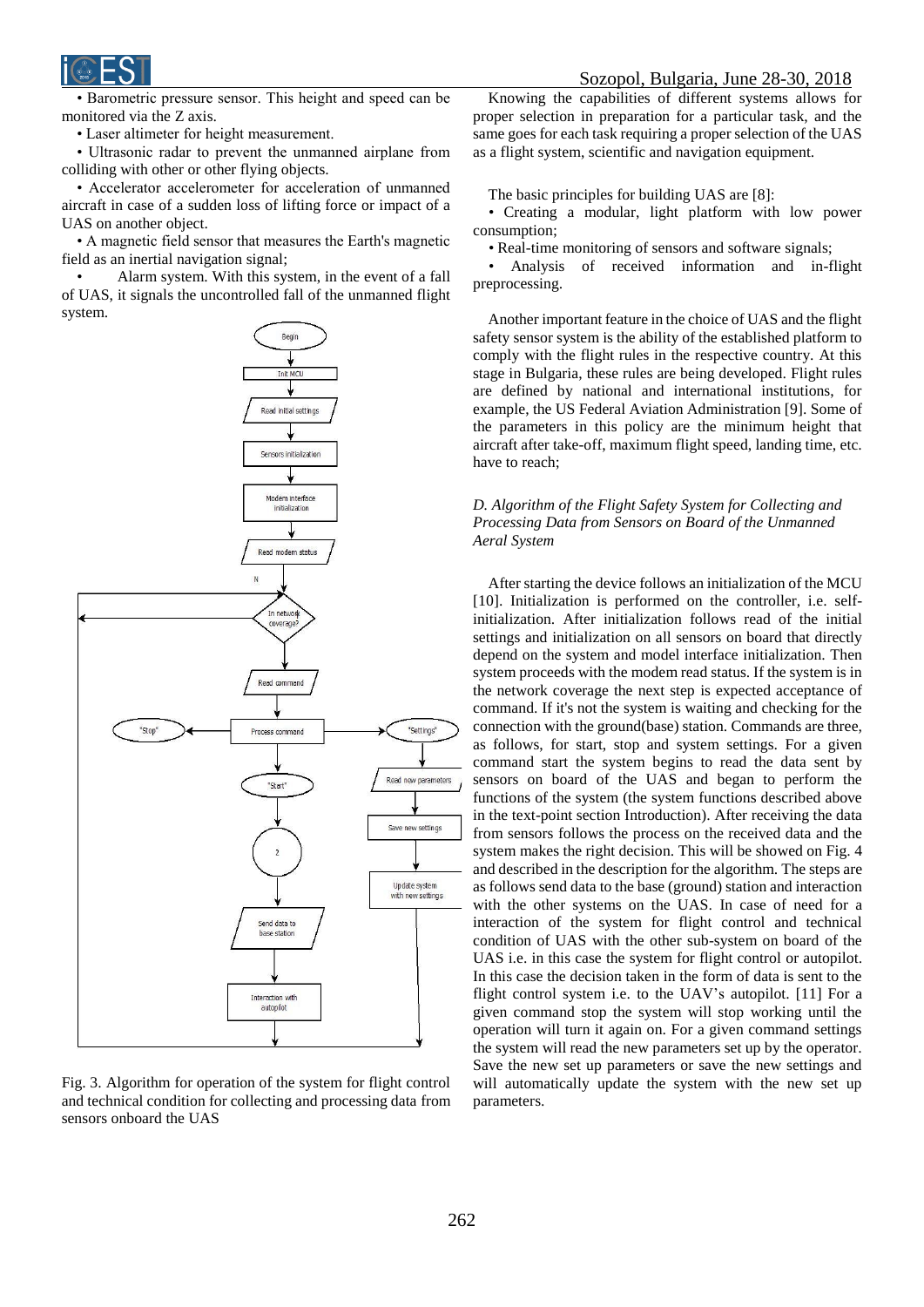• Barometric pressure sensor. This height and speed can be monitored via the Z axis.

• Laser altimeter for height measurement.

• Ultrasonic radar to prevent the unmanned airplane from colliding with other or other flying objects.

• Accelerator accelerometer for acceleration of unmanned aircraft in case of a sudden loss of lifting force or impact of a UAS on another object.

• A magnetic field sensor that measures the Earth's magnetic field as an inertial navigation signal;

• Alarm system. With this system, in the event of a fall of UAS, it signals the uncontrolled fall of the unmanned flight system.

Fig. 3. Algorithm for operation of the system for flight control and technical condition for collecting and processing data from sensors onboard the UAS

Knowing the capabilities of different systems allows for proper selection in preparation for a particular task, and the same goes for each task requiring a proper selection of the UAS as a flight system, scientific and navigation equipment.

The basic principles for building UAS are [8]:

• Creating a modular, light platform with low power consumption;

• Real-time monitoring of sensors and software signals;

• Analysis of received information and in-flight preprocessing.

Another important feature in the choice of UAS and the flight safety sensor system is the ability of the established platform to comply with the flight rules in the respective country. At this stage in Bulgaria, these rules are being developed. Flight rules are defined by national and international institutions, for example, the US Federal Aviation Administration [9]. Some of the parameters in this policy are the minimum height that aircraft after take-off, maximum flight speed, landing time, etc. have to reach;

### *D. Algorithm of the Flight Safety System for Collecting and Processing Data from Sensors on Board of the Unmanned Aeral System*

After starting the device follows an initialization of the MCU [10]. Initialization is performed on the controller, i.e. self-initialization. After initialization follows read of the initial settings and initialization on all sensors on board that directly depend on the system and model interface initialization. Then system proceeds with the modem read status. If the system is in the network coverage the next step is expected acceptance of command. If it's not the system is waiting and checking for the connection with the ground(base) station. Commands are three, as follows, for start, stop and system settings. For a given command start the system begins to read the data sent by sensors on board of the UAS and began to perform the functions of the system (the system functions described above in the text-point section Introduction). After receiving the data from sensors follows the process on the received data and the system makes the right decision. This will be showed on Fig. 4 and described in the description for the algorithm. The steps are as follows send data to the base (ground) station and interaction with the other systems on the UAS. In case of need for a interaction of the system for flight control and technical condition of UAS with the other sub-system on board of the UAS i.e. in this case the system for flight control or autopilot. In this case the decision taken in the form of data is sent to the flight control system i.e. to the UAV's autopilot. [11] For a given command stop the system will stop working until the operation will turn it again on. For a given command settings the system will read the new parameters set up by the operator. Save the new set up parameters or save the new settings and will automatically update the system with the new set up parameters.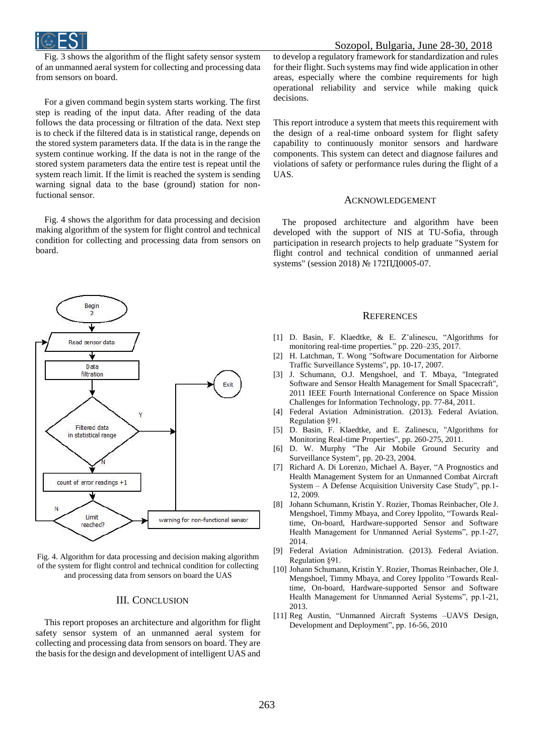Fig. 3 shows the algorithm of the flight safety sensor system of an unmanned aeral system for collecting and processing data from sensors on board.

For a given command begin system starts working. The first step is reading of the input data. After reading of the data follows the data processing or filtration of the data. Next step is to check if the filtered data is in statistical range, depends on the stored system parameters data. If the data is in the range the system continue working. If the data is not in the range of the stored system parameters data the entire test is repeat until the system reach limit. If the limit is reached the system is sending warning signal data to the base (ground) station for non-fuctional sensor.

Fig. 4 shows the algorithm for data processing and decision making algorithm of the system for flight control and technical condition for collecting and processing data from sensors on board.

Begin
2
Read sensor data
Data
filtration
Filtered data
in statistical range
Y
N
count of error readings +1
N
Limit
reached?
warning for non-functional sensor
Exit

Fig. 4. Algorithm for data processing and decision making algorithm of the system for flight control and technical condition for collecting and processing data from sensors on board the UAS

## III. Conclusion

This report proposes an architecture and algorithm for flight safety sensor system of an unmanned aeral system for collecting and processing data from sensors on board. They are the basis for the design and development of intelligent UAS and to develop a regulatory framework for standardization and rules for their flight. Such systems may find wide application in other areas, especially where the combine requirements for high operational reliability and service while making quick decisions.

This report introduce a system that meets this requirement with the design of a real-time onboard system for flight safety capability to continuously monitor sensors and hardware components. This system can detect and diagnose failures and violations of safety or performance rules during the flight of a UAS.

## Acknowledgement

The proposed architecture and algorithm have been developed with the support of NIS at TU-Sofia, through participation in research projects to help graduate "System for flight control and technical condition of unmanned aerial systems" (session 2018) № 172ПД0005-07.

## References

[1] D. Basin, F. Klaedtke, & E. Zˇalinescu, “Algorithms for monitoring real-time properties.” pp. 220–235, 2017.

[2] H. Latchman, T. Wong "Software Documentation for Airborne Traffic Surveillance Systems", pp. 10-17, 2007.

[3] J. Schumann, O.J. Mengshoel, and T. Mbaya, "Integrated Software and Sensor Health Management for Small Spacecraft", 2011 IEEE Fourth International Conference on Space Mission Challenges for Information Technology, pp. 77-84, 2011.

[4] Federal Aviation Administration. (2013). Federal Aviation. Regulation §91.

[5] D. Basin, F. Klaedtke, and E. Zalinescu, "Algorithms for Monitoring Real-time Properties", pp. 260-275, 2011.

[6] D. W. Murphy "The Air Mobile Ground Security and Surveillance System", pp. 20-23, 2004.

[7] Richard A. Di Lorenzo, Michael A. Bayer, “A Prognostics and Health Management System for an Unmanned Combat Aircraft System – A Defense Acquisition University Case Study”, pp.1-12, 2009.

[8] Johann Schumann, Kristin Y. Rozier, Thomas Reinbacher, Ole J. Mengshoel, Timmy Mbaya, and Corey Ippolito, “Towards Real-time, On-board, Hardware-supported Sensor and Software Health Management for Unmanned Aerial Systems”, pp.1-27, 2014.

[9] Federal Aviation Administration. (2013). Federal Aviation. Regulation §91.

[10] Johann Schumann, Kristin Y. Rozier, Thomas Reinbacher, Ole J. Mengshoel, Timmy Mbaya, and Corey Ippolito “Towards Real-time, On-board, Hardware-supported Sensor and Software Health Management for Unmanned Aerial Systems”, pp.1-21, 2013.

[11] Reg Austin, “Unmanned Aircraft Systems –UAVS Design, Development and Deployment”, pp. 16-56, 2010